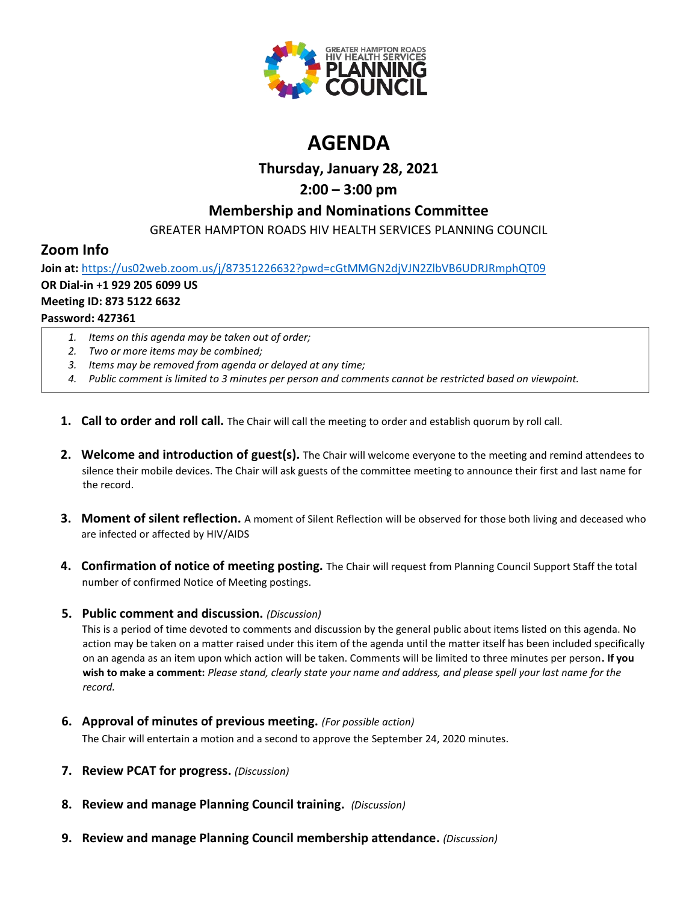# AGENDA

### Thursday, January 28, 2021

### 2:00 – 3:00 pm

### Membership and Nominations Committee

GREATER HAMPTON ROADS HIV HEALTH SERVICES PLANNING COUNCIL

## Zoom Info

**Join at:** https://us02web.zoom.us/j/87351226632?pwd=cGtMMGN2djVJN2ZlbVB6UDRJRmphQT09
**OR Dial-in +1 929 205 6099 US**
**Meeting ID: 873 5122 6632**
**Password: 427361**

1. *Items on this agenda may be taken out of order;*
2. *Two or more items may be combined;*
3. *Items may be removed from agenda or delayed at any time;*
4. *Public comment is limited to 3 minutes per person and comments cannot be restricted based on viewpoint.*

1. **Call to order and roll call.** The Chair will call the meeting to order and establish quorum by roll call.

2. **Welcome and introduction of guest(s).** The Chair will welcome everyone to the meeting and remind attendees to silence their mobile devices. The Chair will ask guests of the committee meeting to announce their first and last name for the record.

3. **Moment of silent reflection.** A moment of Silent Reflection will be observed for those both living and deceased who are infected or affected by HIV/AIDS

4. **Confirmation of notice of meeting posting.** The Chair will request from Planning Council Support Staff the total number of confirmed Notice of Meeting postings.

5. **Public comment and discussion.** *(Discussion)*
   This is a period of time devoted to comments and discussion by the general public about items listed on this agenda. No action may be taken on a matter raised under this item of the agenda until the matter itself has been included specifically on an agenda as an item upon which action will be taken. Comments will be limited to three minutes per person**. If you wish to make a comment:** *Please stand, clearly state your name and address, and please spell your last name for the record.*

6. **Approval of minutes of previous meeting.** *(For possible action)*
   The Chair will entertain a motion and a second to approve the September 24, 2020 minutes.

7. **Review PCAT for progress.** *(Discussion)*

8. **Review and manage Planning Council training.** *(Discussion)*

9. **Review and manage Planning Council membership attendance.** *(Discussion)*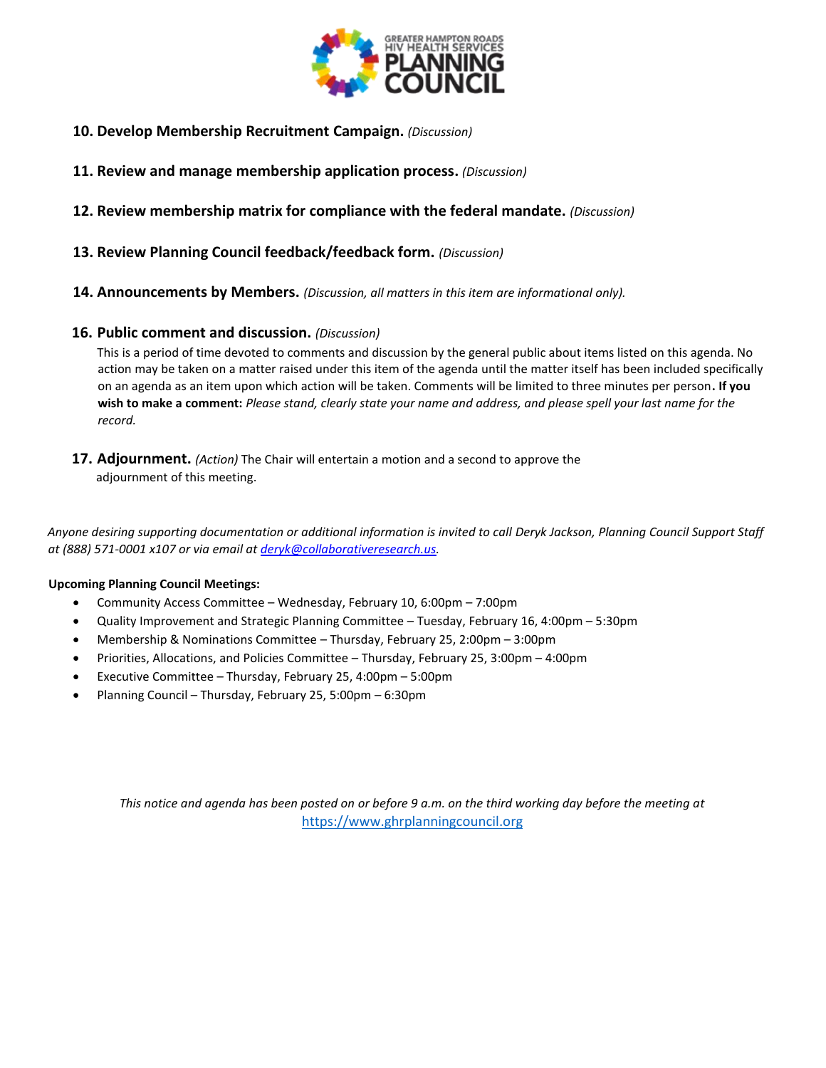**10. Develop Membership Recruitment Campaign.** *(Discussion)*

**11. Review and manage membership application process.** *(Discussion)*

**12. Review membership matrix for compliance with the federal mandate.** *(Discussion)*

**13. Review Planning Council feedback/feedback form.** *(Discussion)*

**14. Announcements by Members.** *(Discussion, all matters in this item are informational only).*

**16. Public comment and discussion.** *(Discussion)*

This is a period of time devoted to comments and discussion by the general public about items listed on this agenda. No action may be taken on a matter raised under this item of the agenda until the matter itself has been included specifically on an agenda as an item upon which action will be taken. Comments will be limited to three minutes per person**. If you wish to make a comment:** *Please stand, clearly state your name and address, and please spell your last name for the record.*

**17. Adjournment.** *(Action)* The Chair will entertain a motion and a second to approve the adjournment of this meeting.

*Anyone desiring supporting documentation or additional information is invited to call Deryk Jackson, Planning Council Support Staff at (888) 571-0001 x107 or via email at deryk@collaborativeresearch.us.*

**Upcoming Planning Council Meetings:**

- Community Access Committee – Wednesday, February 10, 6:00pm – 7:00pm
- Quality Improvement and Strategic Planning Committee – Tuesday, February 16, 4:00pm – 5:30pm
- Membership & Nominations Committee – Thursday, February 25, 2:00pm – 3:00pm
- Priorities, Allocations, and Policies Committee – Thursday, February 25, 3:00pm – 4:00pm
- Executive Committee – Thursday, February 25, 4:00pm – 5:00pm
- Planning Council – Thursday, February 25, 5:00pm – 6:30pm

*This notice and agenda has been posted on or before 9 a.m. on the third working day before the meeting at* https://www.ghrplanningcouncil.org